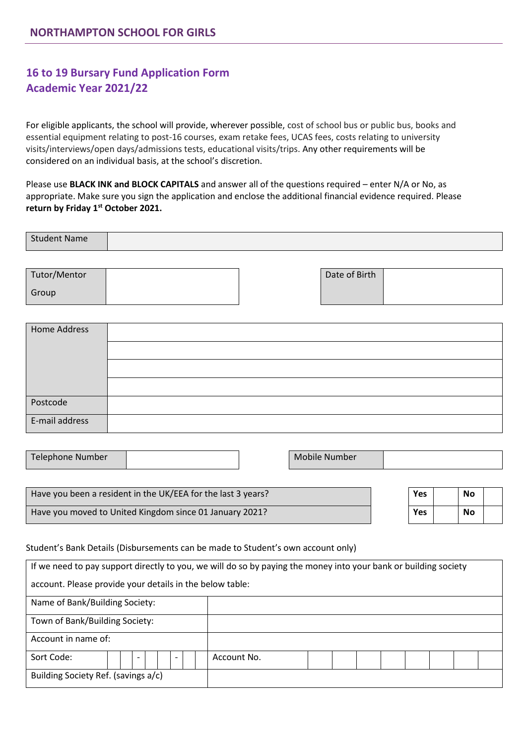## NORTHAMPTON SCHOOL FOR GIRLS

# 16 to 19 Bursary Fund Application Form
# Academic Year 2021/22

For eligible applicants, the school will provide, wherever possible, cost of school bus or public bus, books and essential equipment relating to post-16 courses, exam retake fees, UCAS fees, costs relating to university visits/interviews/open days/admissions tests, educational visits/trips. Any other requirements will be considered on an individual basis, at the school's discretion.

Please use **BLACK INK and BLOCK CAPITALS** and answer all of the questions required – enter N/A or No, as appropriate. Make sure you sign the application and enclose the additional financial evidence required. Please **return by Friday 1st October 2021.**

| Student Name | |
|---|---|

| Tutor/Mentor Group | | Date of Birth | |
|---|---|---|---|

| Home Address | |
|---|---|
| | |
| | |
| | |
| Postcode | |
| E-mail address | |

| Telephone Number | | Mobile Number | |
|---|---|---|---|

| | Yes | | No | |
|---|---|---|---|---|
| Have you been a resident in the UK/EEA for the last 3 years? | Yes | | No | |
| Have you moved to United Kingdom since 01 January 2021? | Yes | | No | |

Student's Bank Details (Disbursements can be made to Student's own account only)

| If we need to pay support directly to you, we will do so by paying the money into your bank or building society account. Please provide your details in the below table: | | | |
|---|---|---|---|
| Name of Bank/Building Society: | | | |
| Town of Bank/Building Society: | | | |
| Account in name of: | | | |
| Sort Code: &nbsp; &nbsp; - &nbsp; &nbsp; - | | Account No. | |
| Building Society Ref. (savings a/c) | | | |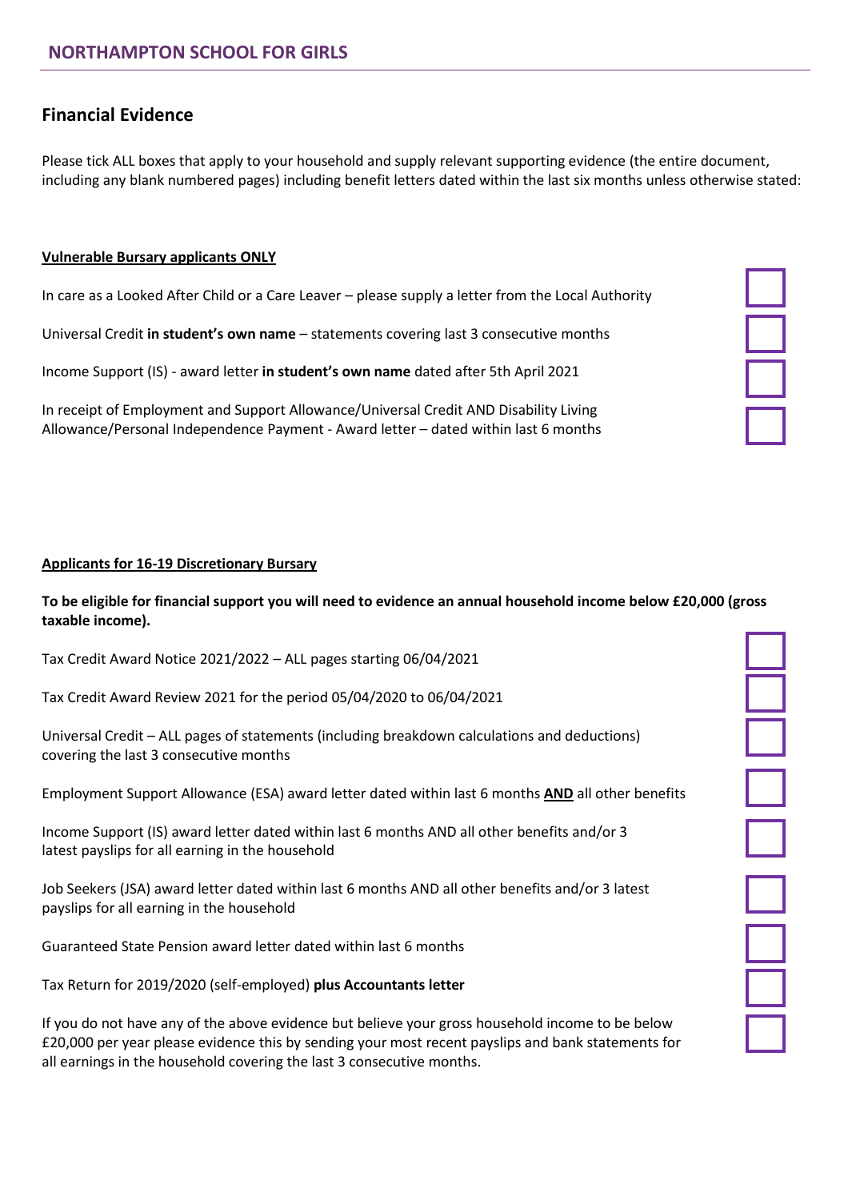## Financial Evidence

Please tick ALL boxes that apply to your household and supply relevant supporting evidence (the entire document, including any blank numbered pages) including benefit letters dated within the last six months unless otherwise stated:

**Vulnerable Bursary applicants ONLY**

- [ ] In care as a Looked After Child or a Care Leaver – please supply a letter from the Local Authority
- [ ] Universal Credit **in student's own name** – statements covering last 3 consecutive months
- [ ] Income Support (IS) - award letter **in student's own name** dated after 5th April 2021
- [ ] In receipt of Employment and Support Allowance/Universal Credit AND Disability Living Allowance/Personal Independence Payment - Award letter – dated within last 6 months

**Applicants for 16-19 Discretionary Bursary**

**To be eligible for financial support you will need to evidence an annual household income below £20,000 (gross taxable income).**

- [ ] Tax Credit Award Notice 2021/2022 – ALL pages starting 06/04/2021
- [ ] Tax Credit Award Review 2021 for the period 05/04/2020 to 06/04/2021
- [ ] Universal Credit – ALL pages of statements (including breakdown calculations and deductions) covering the last 3 consecutive months
- [ ] Employment Support Allowance (ESA) award letter dated within last 6 months **AND** all other benefits
- [ ] Income Support (IS) award letter dated within last 6 months AND all other benefits and/or 3 latest payslips for all earning in the household
- [ ] Job Seekers (JSA) award letter dated within last 6 months AND all other benefits and/or 3 latest payslips for all earning in the household
- [ ] Guaranteed State Pension award letter dated within last 6 months
- [ ] Tax Return for 2019/2020 (self-employed) **plus Accountants letter**
- [ ] If you do not have any of the above evidence but believe your gross household income to be below £20,000 per year please evidence this by sending your most recent payslips and bank statements for all earnings in the household covering the last 3 consecutive months.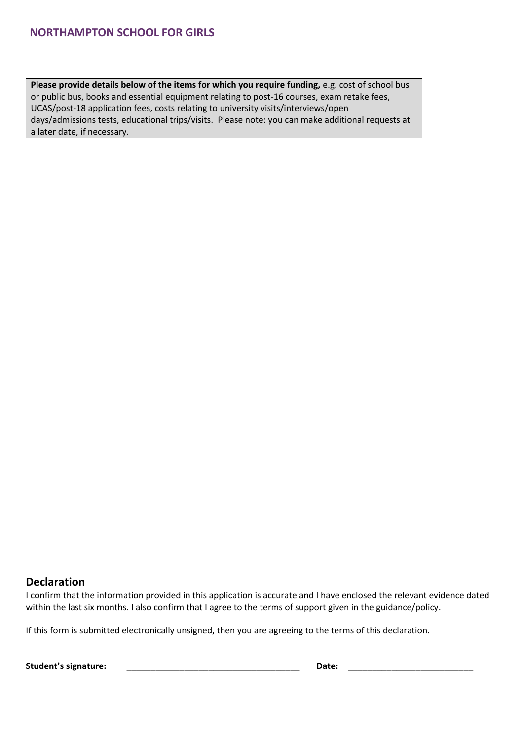**Please provide details below of the items for which you require funding,** e.g. cost of school bus or public bus, books and essential equipment relating to post-16 courses, exam retake fees, UCAS/post-18 application fees, costs relating to university visits/interviews/open days/admissions tests, educational trips/visits. Please note: you can make additional requests at a later date, if necessary.

## Declaration

I confirm that the information provided in this application is accurate and I have enclosed the relevant evidence dated within the last six months. I also confirm that I agree to the terms of support given in the guidance/policy.

If this form is submitted electronically unsigned, then you are agreeing to the terms of this declaration.

**Student's signature:** ____________________________________ **Date:** __________________________